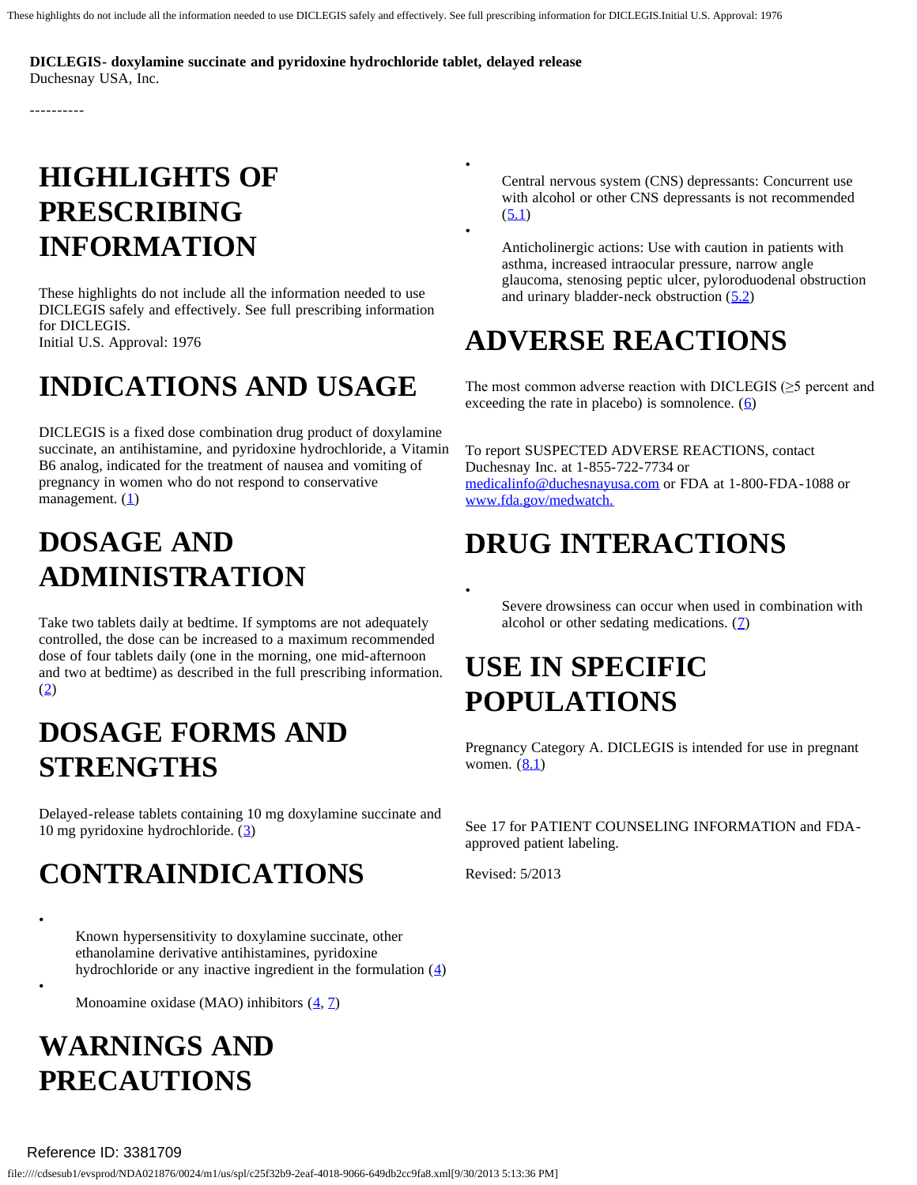**DICLEGIS- doxylamine succinate and pyridoxine hydrochloride tablet, delayed release**
Duchesnay USA, Inc.

----------

# HIGHLIGHTS OF PRESCRIBING INFORMATION

These highlights do not include all the information needed to use DICLEGIS safely and effectively. See full prescribing information for DICLEGIS.
Initial U.S. Approval: 1976

## INDICATIONS AND USAGE

DICLEGIS is a fixed dose combination drug product of doxylamine succinate, an antihistamine, and pyridoxine hydrochloride, a Vitamin B6 analog, indicated for the treatment of nausea and vomiting of pregnancy in women who do not respond to conservative management. (1)

## DOSAGE AND ADMINISTRATION

Take two tablets daily at bedtime. If symptoms are not adequately controlled, the dose can be increased to a maximum recommended dose of four tablets daily (one in the morning, one mid-afternoon and two at bedtime) as described in the full prescribing information. (2)

## DOSAGE FORMS AND STRENGTHS

Delayed-release tablets containing 10 mg doxylamine succinate and 10 mg pyridoxine hydrochloride. (3)

## CONTRAINDICATIONS

- Known hypersensitivity to doxylamine succinate, other ethanolamine derivative antihistamines, pyridoxine hydrochloride or any inactive ingredient in the formulation (4)
- Monoamine oxidase (MAO) inhibitors (4, 7)

## WARNINGS AND PRECAUTIONS

- Central nervous system (CNS) depressants: Concurrent use with alcohol or other CNS depressants is not recommended (5.1)
- Anticholinergic actions: Use with caution in patients with asthma, increased intraocular pressure, narrow angle glaucoma, stenosing peptic ulcer, pyloroduodenal obstruction and urinary bladder-neck obstruction (5.2)

## ADVERSE REACTIONS

The most common adverse reaction with DICLEGIS (≥5 percent and exceeding the rate in placebo) is somnolence. (6)

To report SUSPECTED ADVERSE REACTIONS, contact Duchesnay Inc. at 1-855-722-7734 or medicalinfo@duchesnayusa.com or FDA at 1-800-FDA-1088 or www.fda.gov/medwatch.

## DRUG INTERACTIONS

- Severe drowsiness can occur when used in combination with alcohol or other sedating medications. (7)

## USE IN SPECIFIC POPULATIONS

Pregnancy Category A. DICLEGIS is intended for use in pregnant women. (8.1)

See 17 for PATIENT COUNSELING INFORMATION and FDA-approved patient labeling.

Revised: 5/2013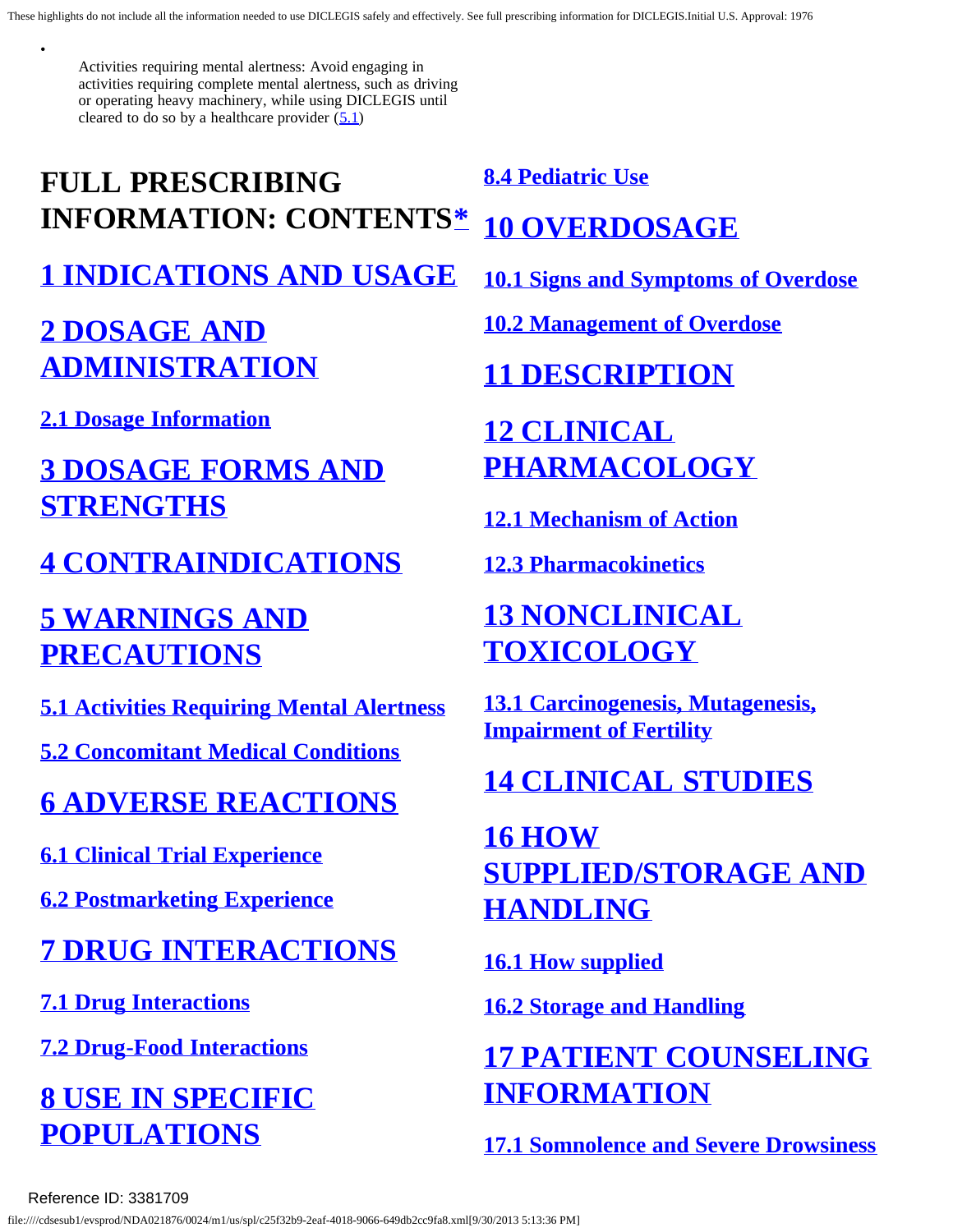- Activities requiring mental alertness: Avoid engaging in activities requiring complete mental alertness, such as driving or operating heavy machinery, while using DICLEGIS until cleared to do so by a healthcare provider (5.1)

# FULL PRESCRIBING INFORMATION: CONTENTS*

## 1 INDICATIONS AND USAGE

## 2 DOSAGE AND ADMINISTRATION

### 2.1 Dosage Information

## 3 DOSAGE FORMS AND STRENGTHS

## 4 CONTRAINDICATIONS

## 5 WARNINGS AND PRECAUTIONS

### 5.1 Activities Requiring Mental Alertness

### 5.2 Concomitant Medical Conditions

## 6 ADVERSE REACTIONS

### 6.1 Clinical Trial Experience

### 6.2 Postmarketing Experience

## 7 DRUG INTERACTIONS

### 7.1 Drug Interactions

### 7.2 Drug-Food Interactions

## 8 USE IN SPECIFIC POPULATIONS

### 8.4 Pediatric Use

## 10 OVERDOSAGE

### 10.1 Signs and Symptoms of Overdose

### 10.2 Management of Overdose

## 11 DESCRIPTION

## 12 CLINICAL PHARMACOLOGY

### 12.1 Mechanism of Action

### 12.3 Pharmacokinetics

## 13 NONCLINICAL TOXICOLOGY

### 13.1 Carcinogenesis, Mutagenesis, Impairment of Fertility

## 14 CLINICAL STUDIES

## 16 HOW SUPPLIED/STORAGE AND HANDLING

### 16.1 How supplied

### 16.2 Storage and Handling

## 17 PATIENT COUNSELING INFORMATION

### 17.1 Somnolence and Severe Drowsiness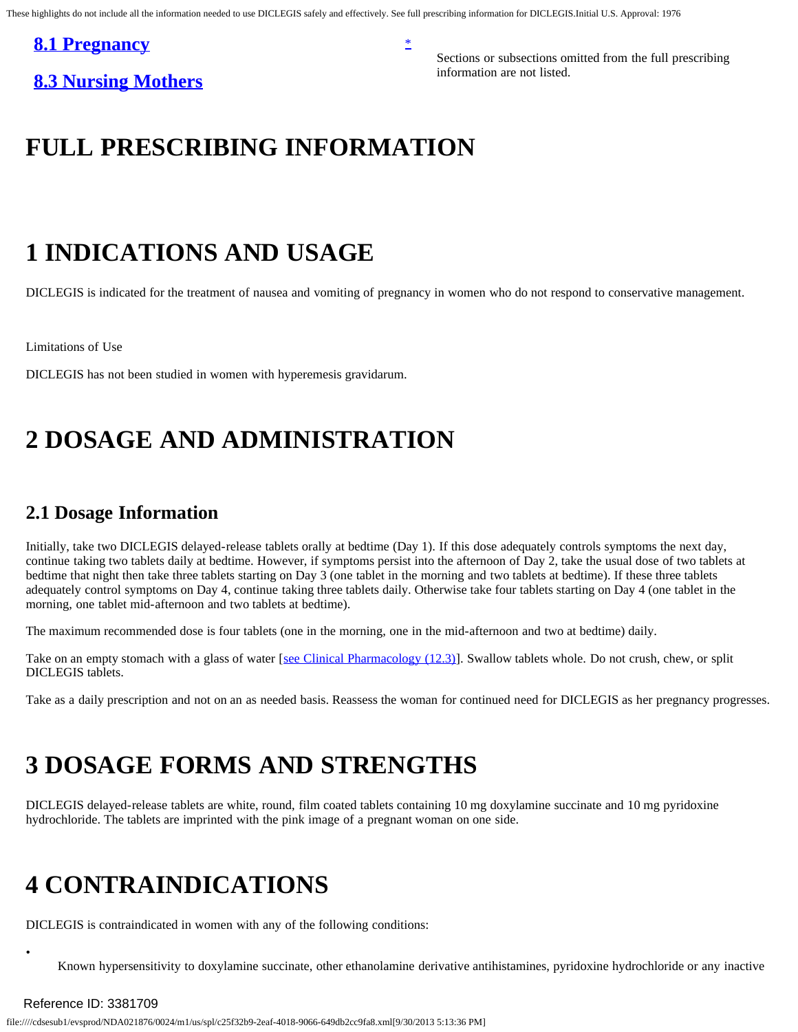**8.1 Pregnancy**

**8.3 Nursing Mothers**

*

Sections or subsections omitted from the full prescribing information are not listed.

# FULL PRESCRIBING INFORMATION

# 1 INDICATIONS AND USAGE

DICLEGIS is indicated for the treatment of nausea and vomiting of pregnancy in women who do not respond to conservative management.

Limitations of Use

DICLEGIS has not been studied in women with hyperemesis gravidarum.

# 2 DOSAGE AND ADMINISTRATION

## 2.1 Dosage Information

Initially, take two DICLEGIS delayed-release tablets orally at bedtime (Day 1). If this dose adequately controls symptoms the next day, continue taking two tablets daily at bedtime. However, if symptoms persist into the afternoon of Day 2, take the usual dose of two tablets at bedtime that night then take three tablets starting on Day 3 (one tablet in the morning and two tablets at bedtime). If these three tablets adequately control symptoms on Day 4, continue taking three tablets daily. Otherwise take four tablets starting on Day 4 (one tablet in the morning, one tablet mid-afternoon and two tablets at bedtime).

The maximum recommended dose is four tablets (one in the morning, one in the mid-afternoon and two at bedtime) daily.

Take on an empty stomach with a glass of water [see Clinical Pharmacology (12.3)]. Swallow tablets whole. Do not crush, chew, or split DICLEGIS tablets.

Take as a daily prescription and not on an as needed basis. Reassess the woman for continued need for DICLEGIS as her pregnancy progresses.

# 3 DOSAGE FORMS AND STRENGTHS

DICLEGIS delayed-release tablets are white, round, film coated tablets containing 10 mg doxylamine succinate and 10 mg pyridoxine hydrochloride. The tablets are imprinted with the pink image of a pregnant woman on one side.

# 4 CONTRAINDICATIONS

DICLEGIS is contraindicated in women with any of the following conditions:

- Known hypersensitivity to doxylamine succinate, other ethanolamine derivative antihistamines, pyridoxine hydrochloride or any inactive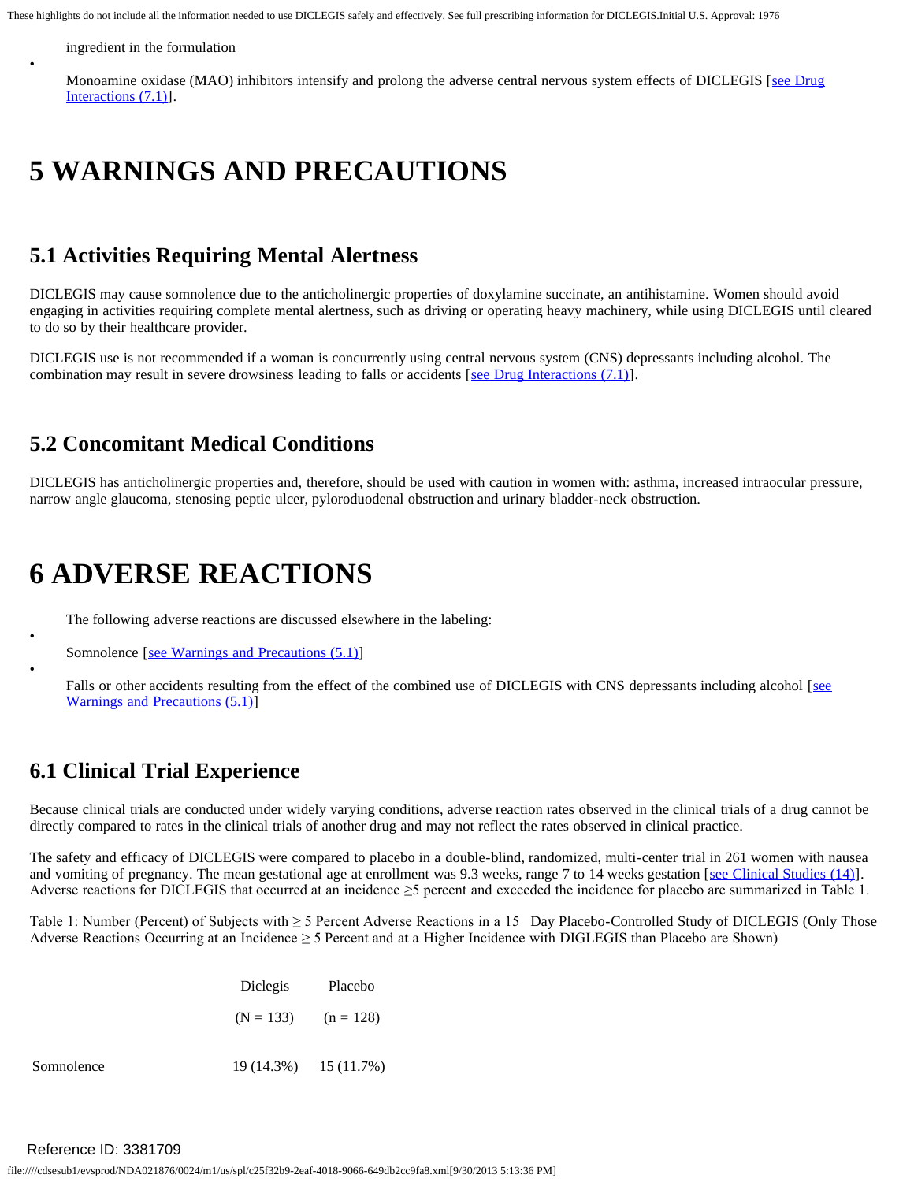ingredient in the formulation

- Monoamine oxidase (MAO) inhibitors intensify and prolong the adverse central nervous system effects of DICLEGIS [see Drug Interactions (7.1)].

# 5 WARNINGS AND PRECAUTIONS

## 5.1 Activities Requiring Mental Alertness

DICLEGIS may cause somnolence due to the anticholinergic properties of doxylamine succinate, an antihistamine. Women should avoid engaging in activities requiring complete mental alertness, such as driving or operating heavy machinery, while using DICLEGIS until cleared to do so by their healthcare provider.

DICLEGIS use is not recommended if a woman is concurrently using central nervous system (CNS) depressants including alcohol. The combination may result in severe drowsiness leading to falls or accidents [see Drug Interactions (7.1)].

## 5.2 Concomitant Medical Conditions

DICLEGIS has anticholinergic properties and, therefore, should be used with caution in women with: asthma, increased intraocular pressure, narrow angle glaucoma, stenosing peptic ulcer, pyloroduodenal obstruction and urinary bladder-neck obstruction.

# 6 ADVERSE REACTIONS

The following adverse reactions are discussed elsewhere in the labeling:

- Somnolence [see Warnings and Precautions (5.1)]
- Falls or other accidents resulting from the effect of the combined use of DICLEGIS with CNS depressants including alcohol [see Warnings and Precautions (5.1)]

## 6.1 Clinical Trial Experience

Because clinical trials are conducted under widely varying conditions, adverse reaction rates observed in the clinical trials of a drug cannot be directly compared to rates in the clinical trials of another drug and may not reflect the rates observed in clinical practice.

The safety and efficacy of DICLEGIS were compared to placebo in a double-blind, randomized, multi-center trial in 261 women with nausea and vomiting of pregnancy. The mean gestational age at enrollment was 9.3 weeks, range 7 to 14 weeks gestation [see Clinical Studies (14)]. Adverse reactions for DICLEGIS that occurred at an incidence ≥5 percent and exceeded the incidence for placebo are summarized in Table 1.

Table 1: Number (Percent) of Subjects with ≥ 5 Percent Adverse Reactions in a 15 Day Placebo-Controlled Study of DICLEGIS (Only Those Adverse Reactions Occurring at an Incidence ≥ 5 Percent and at a Higher Incidence with DIGLEGIS than Placebo are Shown)

| | Diclegis (N = 133) | Placebo (n = 128) |
|---|---|---|
| Somnolence | 19 (14.3%) | 15 (11.7%) |

Reference ID: 3381709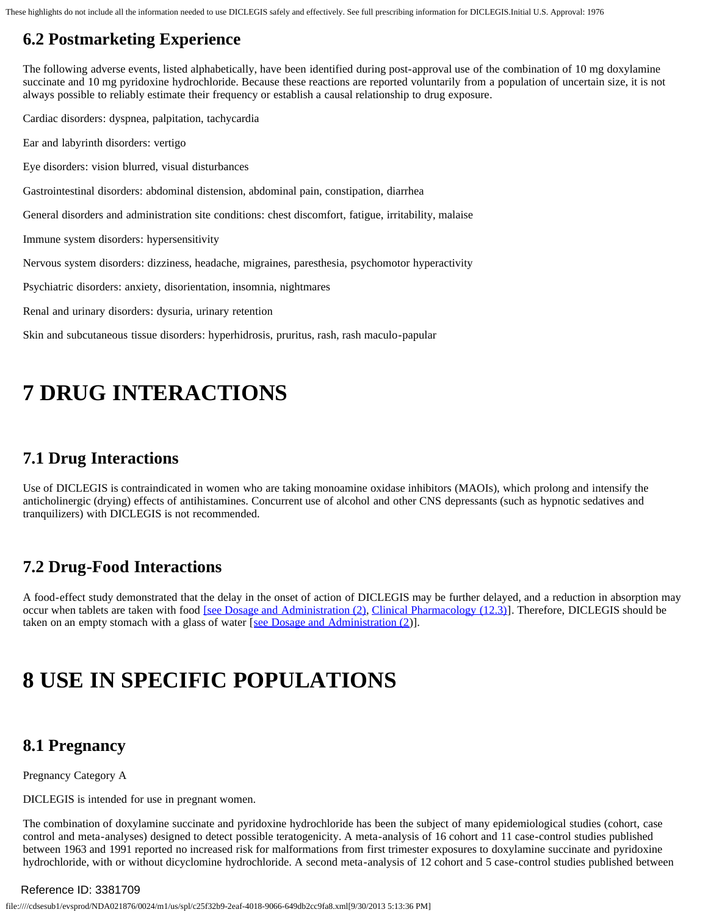## 6.2 Postmarketing Experience

The following adverse events, listed alphabetically, have been identified during post-approval use of the combination of 10 mg doxylamine succinate and 10 mg pyridoxine hydrochloride. Because these reactions are reported voluntarily from a population of uncertain size, it is not always possible to reliably estimate their frequency or establish a causal relationship to drug exposure.

Cardiac disorders: dyspnea, palpitation, tachycardia

Ear and labyrinth disorders: vertigo

Eye disorders: vision blurred, visual disturbances

Gastrointestinal disorders: abdominal distension, abdominal pain, constipation, diarrhea

General disorders and administration site conditions: chest discomfort, fatigue, irritability, malaise

Immune system disorders: hypersensitivity

Nervous system disorders: dizziness, headache, migraines, paresthesia, psychomotor hyperactivity

Psychiatric disorders: anxiety, disorientation, insomnia, nightmares

Renal and urinary disorders: dysuria, urinary retention

Skin and subcutaneous tissue disorders: hyperhidrosis, pruritus, rash, rash maculo-papular

# 7 DRUG INTERACTIONS

## 7.1 Drug Interactions

Use of DICLEGIS is contraindicated in women who are taking monoamine oxidase inhibitors (MAOIs), which prolong and intensify the anticholinergic (drying) effects of antihistamines. Concurrent use of alcohol and other CNS depressants (such as hypnotic sedatives and tranquilizers) with DICLEGIS is not recommended.

## 7.2 Drug-Food Interactions

A food-effect study demonstrated that the delay in the onset of action of DICLEGIS may be further delayed, and a reduction in absorption may occur when tablets are taken with food [see Dosage and Administration (2), Clinical Pharmacology (12.3)]. Therefore, DICLEGIS should be taken on an empty stomach with a glass of water [see Dosage and Administration (2)].

# 8 USE IN SPECIFIC POPULATIONS

## 8.1 Pregnancy

Pregnancy Category A

DICLEGIS is intended for use in pregnant women.

The combination of doxylamine succinate and pyridoxine hydrochloride has been the subject of many epidemiological studies (cohort, case control and meta-analyses) designed to detect possible teratogenicity. A meta-analysis of 16 cohort and 11 case-control studies published between 1963 and 1991 reported no increased risk for malformations from first trimester exposures to doxylamine succinate and pyridoxine hydrochloride, with or without dicyclomine hydrochloride. A second meta-analysis of 12 cohort and 5 case-control studies published between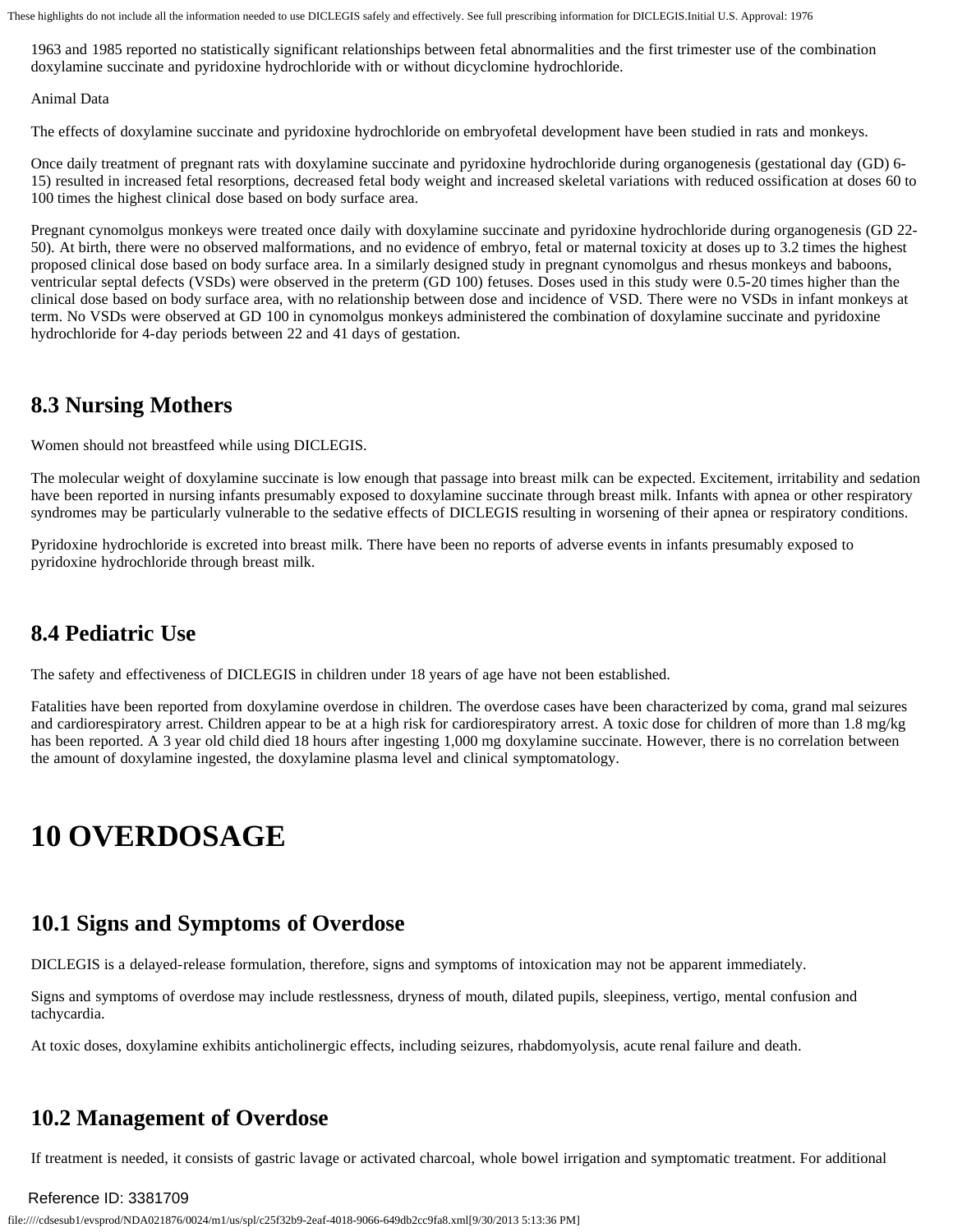1963 and 1985 reported no statistically significant relationships between fetal abnormalities and the first trimester use of the combination doxylamine succinate and pyridoxine hydrochloride with or without dicyclomine hydrochloride.

Animal Data

The effects of doxylamine succinate and pyridoxine hydrochloride on embryofetal development have been studied in rats and monkeys.

Once daily treatment of pregnant rats with doxylamine succinate and pyridoxine hydrochloride during organogenesis (gestational day (GD) 6-15) resulted in increased fetal resorptions, decreased fetal body weight and increased skeletal variations with reduced ossification at doses 60 to 100 times the highest clinical dose based on body surface area.

Pregnant cynomolgus monkeys were treated once daily with doxylamine succinate and pyridoxine hydrochloride during organogenesis (GD 22-50). At birth, there were no observed malformations, and no evidence of embryo, fetal or maternal toxicity at doses up to 3.2 times the highest proposed clinical dose based on body surface area. In a similarly designed study in pregnant cynomolgus and rhesus monkeys and baboons, ventricular septal defects (VSDs) were observed in the preterm (GD 100) fetuses. Doses used in this study were 0.5-20 times higher than the clinical dose based on body surface area, with no relationship between dose and incidence of VSD. There were no VSDs in infant monkeys at term. No VSDs were observed at GD 100 in cynomolgus monkeys administered the combination of doxylamine succinate and pyridoxine hydrochloride for 4-day periods between 22 and 41 days of gestation.

## 8.3 Nursing Mothers

Women should not breastfeed while using DICLEGIS.

The molecular weight of doxylamine succinate is low enough that passage into breast milk can be expected. Excitement, irritability and sedation have been reported in nursing infants presumably exposed to doxylamine succinate through breast milk. Infants with apnea or other respiratory syndromes may be particularly vulnerable to the sedative effects of DICLEGIS resulting in worsening of their apnea or respiratory conditions.

Pyridoxine hydrochloride is excreted into breast milk. There have been no reports of adverse events in infants presumably exposed to pyridoxine hydrochloride through breast milk.

## 8.4 Pediatric Use

The safety and effectiveness of DICLEGIS in children under 18 years of age have not been established.

Fatalities have been reported from doxylamine overdose in children. The overdose cases have been characterized by coma, grand mal seizures and cardiorespiratory arrest. Children appear to be at a high risk for cardiorespiratory arrest. A toxic dose for children of more than 1.8 mg/kg has been reported. A 3 year old child died 18 hours after ingesting 1,000 mg doxylamine succinate. However, there is no correlation between the amount of doxylamine ingested, the doxylamine plasma level and clinical symptomatology.

# 10 OVERDOSAGE

## 10.1 Signs and Symptoms of Overdose

DICLEGIS is a delayed-release formulation, therefore, signs and symptoms of intoxication may not be apparent immediately.

Signs and symptoms of overdose may include restlessness, dryness of mouth, dilated pupils, sleepiness, vertigo, mental confusion and tachycardia.

At toxic doses, doxylamine exhibits anticholinergic effects, including seizures, rhabdomyolysis, acute renal failure and death.

## 10.2 Management of Overdose

If treatment is needed, it consists of gastric lavage or activated charcoal, whole bowel irrigation and symptomatic treatment. For additional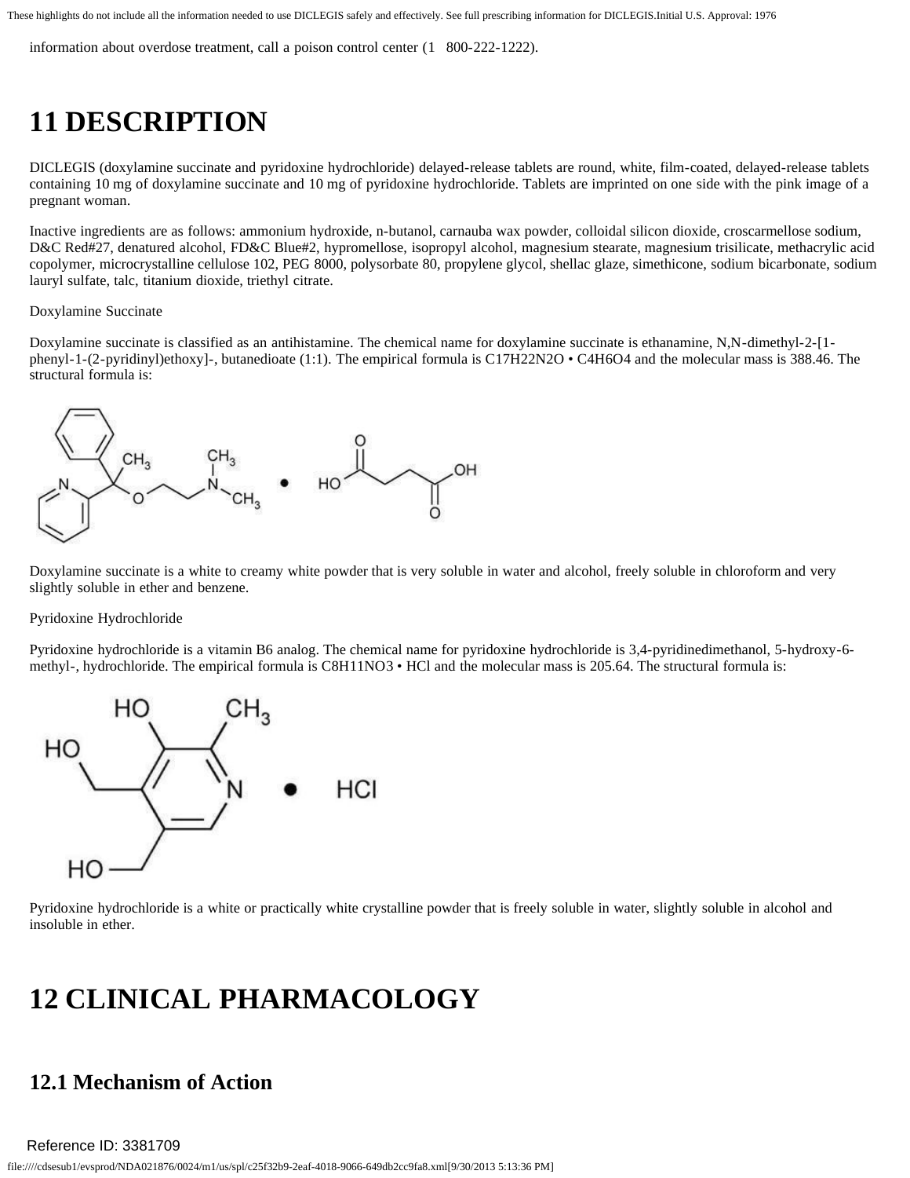information about overdose treatment, call a poison control center (1 800-222-1222).

# 11 DESCRIPTION

DICLEGIS (doxylamine succinate and pyridoxine hydrochloride) delayed-release tablets are round, white, film-coated, delayed-release tablets containing 10 mg of doxylamine succinate and 10 mg of pyridoxine hydrochloride. Tablets are imprinted on one side with the pink image of a pregnant woman.

Inactive ingredients are as follows: ammonium hydroxide, n-butanol, carnauba wax powder, colloidal silicon dioxide, croscarmellose sodium, D&C Red#27, denatured alcohol, FD&C Blue#2, hypromellose, isopropyl alcohol, magnesium stearate, magnesium trisilicate, methacrylic acid copolymer, microcrystalline cellulose 102, PEG 8000, polysorbate 80, propylene glycol, shellac glaze, simethicone, sodium bicarbonate, sodium lauryl sulfate, talc, titanium dioxide, triethyl citrate.

Doxylamine Succinate

Doxylamine succinate is classified as an antihistamine. The chemical name for doxylamine succinate is ethanamine, N,N-dimethyl-2-[1-phenyl-1-(2-pyridinyl)ethoxy]-, butanedioate (1:1). The empirical formula is $C_{17}H_{22}N_2O \cdot C_4H_6O_4$ and the molecular mass is 388.46. The structural formula is:

Doxylamine succinate is a white to creamy white powder that is very soluble in water and alcohol, freely soluble in chloroform and very slightly soluble in ether and benzene.

Pyridoxine Hydrochloride

Pyridoxine hydrochloride is a vitamin B6 analog. The chemical name for pyridoxine hydrochloride is 3,4-pyridinedimethanol, 5-hydroxy-6-methyl-, hydrochloride. The empirical formula is $C_8H_{11}NO_3 \cdot HCl$ and the molecular mass is 205.64. The structural formula is:

Pyridoxine hydrochloride is a white or practically white crystalline powder that is freely soluble in water, slightly soluble in alcohol and insoluble in ether.

# 12 CLINICAL PHARMACOLOGY

## 12.1 Mechanism of Action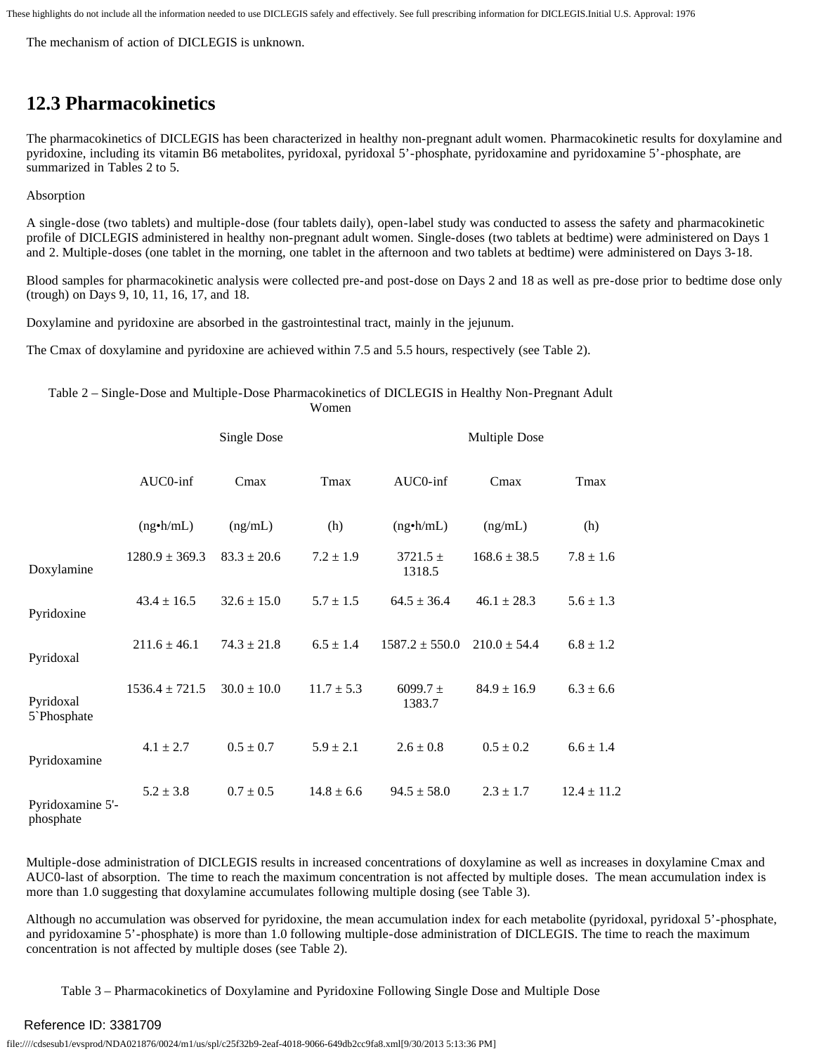The mechanism of action of DICLEGIS is unknown.

## 12.3 Pharmacokinetics

The pharmacokinetics of DICLEGIS has been characterized in healthy non-pregnant adult women. Pharmacokinetic results for doxylamine and pyridoxine, including its vitamin B6 metabolites, pyridoxal, pyridoxal 5'-phosphate, pyridoxamine and pyridoxamine 5'-phosphate, are summarized in Tables 2 to 5.

Absorption

A single-dose (two tablets) and multiple-dose (four tablets daily), open-label study was conducted to assess the safety and pharmacokinetic profile of DICLEGIS administered in healthy non-pregnant adult women. Single-doses (two tablets at bedtime) were administered on Days 1 and 2. Multiple-doses (one tablet in the morning, one tablet in the afternoon and two tablets at bedtime) were administered on Days 3-18.

Blood samples for pharmacokinetic analysis were collected pre-and post-dose on Days 2 and 18 as well as pre-dose prior to bedtime dose only (trough) on Days 9, 10, 11, 16, 17, and 18.

Doxylamine and pyridoxine are absorbed in the gastrointestinal tract, mainly in the jejunum.

The Cmax of doxylamine and pyridoxine are achieved within 7.5 and 5.5 hours, respectively (see Table 2).

Table 2 – Single-Dose and Multiple-Dose Pharmacokinetics of DICLEGIS in Healthy Non-Pregnant Adult Women

| | Single Dose | | | Multiple Dose | | |
|---|---|---|---|---|---|---|
| | AUC0-inf (ng•h/mL) | Cmax (ng/mL) | Tmax (h) | AUC0-inf (ng•h/mL) | Cmax (ng/mL) | Tmax (h) |
| Doxylamine | 1280.9 ± 369.3 | 83.3 ± 20.6 | 7.2 ± 1.9 | 3721.5 ± 1318.5 | 168.6 ± 38.5 | 7.8 ± 1.6 |
| Pyridoxine | 43.4 ± 16.5 | 32.6 ± 15.0 | 5.7 ± 1.5 | 64.5 ± 36.4 | 46.1 ± 28.3 | 5.6 ± 1.3 |
| Pyridoxal | 211.6 ± 46.1 | 74.3 ± 21.8 | 6.5 ± 1.4 | 1587.2 ± 550.0 | 210.0 ± 54.4 | 6.8 ± 1.2 |
| Pyridoxal 5`Phosphate | 1536.4 ± 721.5 | 30.0 ± 10.0 | 11.7 ± 5.3 | 6099.7 ± 1383.7 | 84.9 ± 16.9 | 6.3 ± 6.6 |
| Pyridoxamine | 4.1 ± 2.7 | 0.5 ± 0.7 | 5.9 ± 2.1 | 2.6 ± 0.8 | 0.5 ± 0.2 | 6.6 ± 1.4 |
| Pyridoxamine 5'-phosphate | 5.2 ± 3.8 | 0.7 ± 0.5 | 14.8 ± 6.6 | 94.5 ± 58.0 | 2.3 ± 1.7 | 12.4 ± 11.2 |

Multiple-dose administration of DICLEGIS results in increased concentrations of doxylamine as well as increases in doxylamine Cmax and AUC0-last of absorption. The time to reach the maximum concentration is not affected by multiple doses. The mean accumulation index is more than 1.0 suggesting that doxylamine accumulates following multiple dosing (see Table 3).

Although no accumulation was observed for pyridoxine, the mean accumulation index for each metabolite (pyridoxal, pyridoxal 5'-phosphate, and pyridoxamine 5'-phosphate) is more than 1.0 following multiple-dose administration of DICLEGIS. The time to reach the maximum concentration is not affected by multiple doses (see Table 2).

Table 3 – Pharmacokinetics of Doxylamine and Pyridoxine Following Single Dose and Multiple Dose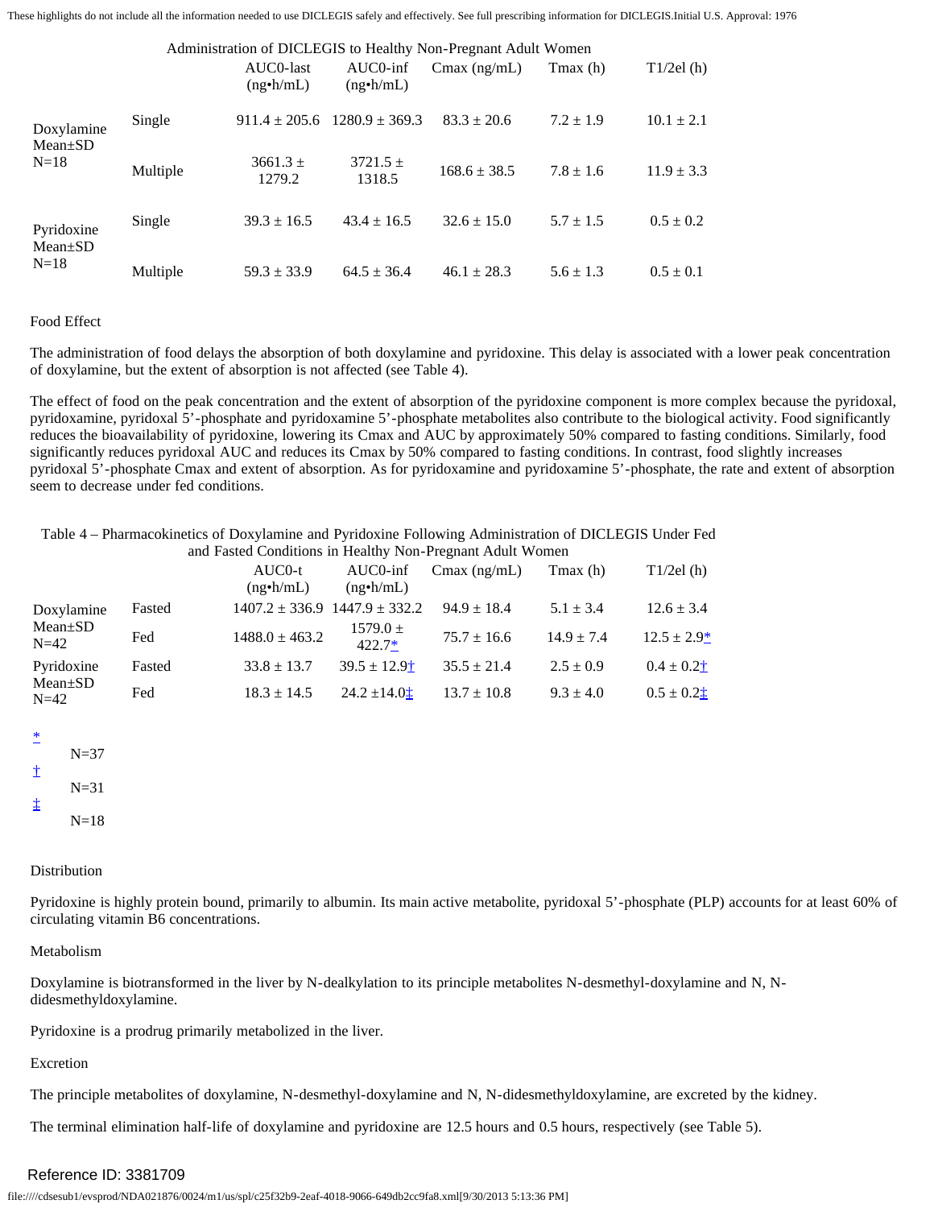Administration of DICLEGIS to Healthy Non-Pregnant Adult Women

| | | AUC0-last (ng•h/mL) | AUC0-inf (ng•h/mL) | Cmax (ng/mL) | Tmax (h) | T1/2el (h) |
|---|---|---|---|---|---|---|
| Doxylamine Mean±SD N=18 | Single | 911.4 ± 205.6 | 1280.9 ± 369.3 | 83.3 ± 20.6 | 7.2 ± 1.9 | 10.1 ± 2.1 |
| | Multiple | 3661.3 ± 1279.2 | 3721.5 ± 1318.5 | 168.6 ± 38.5 | 7.8 ± 1.6 | 11.9 ± 3.3 |
| Pyridoxine Mean±SD N=18 | Single | 39.3 ± 16.5 | 43.4 ± 16.5 | 32.6 ± 15.0 | 5.7 ± 1.5 | 0.5 ± 0.2 |
| | Multiple | 59.3 ± 33.9 | 64.5 ± 36.4 | 46.1 ± 28.3 | 5.6 ± 1.3 | 0.5 ± 0.1 |

Food Effect

The administration of food delays the absorption of both doxylamine and pyridoxine. This delay is associated with a lower peak concentration of doxylamine, but the extent of absorption is not affected (see Table 4).

The effect of food on the peak concentration and the extent of absorption of the pyridoxine component is more complex because the pyridoxal, pyridoxamine, pyridoxal 5'-phosphate and pyridoxamine 5'-phosphate metabolites also contribute to the biological activity. Food significantly reduces the bioavailability of pyridoxine, lowering its Cmax and AUC by approximately 50% compared to fasting conditions. Similarly, food significantly reduces pyridoxal AUC and reduces its Cmax by 50% compared to fasting conditions. In contrast, food slightly increases pyridoxal 5'-phosphate Cmax and extent of absorption. As for pyridoxamine and pyridoxamine 5'-phosphate, the rate and extent of absorption seem to decrease under fed conditions.

Table 4 – Pharmacokinetics of Doxylamine and Pyridoxine Following Administration of DICLEGIS Under Fed and Fasted Conditions in Healthy Non-Pregnant Adult Women

| | | AUC0-t (ng•h/mL) | AUC0-inf (ng•h/mL) | Cmax (ng/mL) | Tmax (h) | T1/2el (h) |
|---|---|---|---|---|---|---|
| Doxylamine Mean±SD N=42 | Fasted | 1407.2 ± 336.9 | 1447.9 ± 332.2 | 94.9 ± 18.4 | 5.1 ± 3.4 | 12.6 ± 3.4 |
| | Fed | 1488.0 ± 463.2 | 1579.0 ± 422.7* | 75.7 ± 16.6 | 14.9 ± 7.4 | 12.5 ± 2.9* |
| Pyridoxine Mean±SD N=42 | Fasted | 33.8 ± 13.7 | 39.5 ± 12.9† | 35.5 ± 21.4 | 2.5 ± 0.9 | 0.4 ± 0.2† |
| | Fed | 18.3 ± 14.5 | 24.2 ±14.0‡ | 13.7 ± 10.8 | 9.3 ± 4.0 | 0.5 ± 0.2‡ |

\* N=37

† N=31

‡ N=18

Distribution

Pyridoxine is highly protein bound, primarily to albumin. Its main active metabolite, pyridoxal 5'-phosphate (PLP) accounts for at least 60% of circulating vitamin B6 concentrations.

Metabolism

Doxylamine is biotransformed in the liver by N-dealkylation to its principle metabolites N-desmethyl-doxylamine and N, N-didesmethyldoxylamine.

Pyridoxine is a prodrug primarily metabolized in the liver.

Excretion

The principle metabolites of doxylamine, N-desmethyl-doxylamine and N, N-didesmethyldoxylamine, are excreted by the kidney.

The terminal elimination half-life of doxylamine and pyridoxine are 12.5 hours and 0.5 hours, respectively (see Table 5).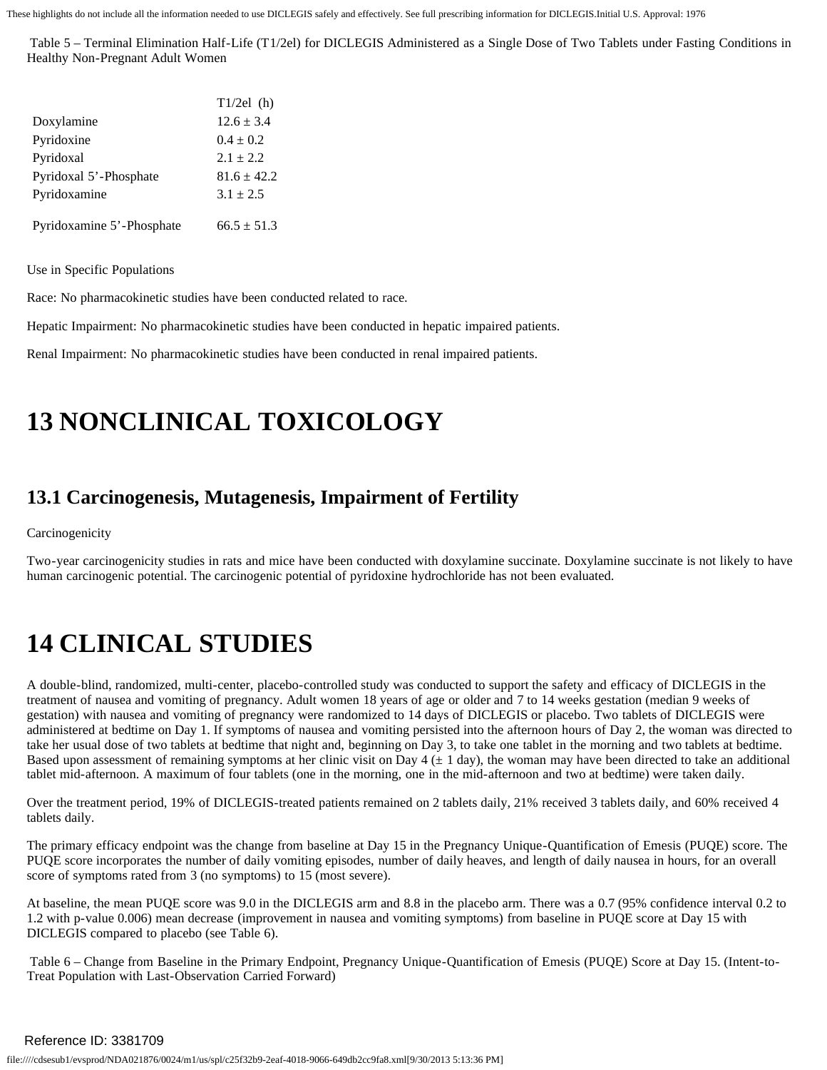Table 5 – Terminal Elimination Half-Life (T1/2el) for DICLEGIS Administered as a Single Dose of Two Tablets under Fasting Conditions in Healthy Non-Pregnant Adult Women

| | T1/2el (h) |
|---|---|
| Doxylamine | 12.6 ± 3.4 |
| Pyridoxine | 0.4 ± 0.2 |
| Pyridoxal | 2.1 ± 2.2 |
| Pyridoxal 5'-Phosphate | 81.6 ± 42.2 |
| Pyridoxamine | 3.1 ± 2.5 |
| Pyridoxamine 5'-Phosphate | 66.5 ± 51.3 |

Use in Specific Populations

Race: No pharmacokinetic studies have been conducted related to race.

Hepatic Impairment: No pharmacokinetic studies have been conducted in hepatic impaired patients.

Renal Impairment: No pharmacokinetic studies have been conducted in renal impaired patients.

# 13 NONCLINICAL TOXICOLOGY

## 13.1 Carcinogenesis, Mutagenesis, Impairment of Fertility

Carcinogenicity

Two-year carcinogenicity studies in rats and mice have been conducted with doxylamine succinate. Doxylamine succinate is not likely to have human carcinogenic potential. The carcinogenic potential of pyridoxine hydrochloride has not been evaluated.

# 14 CLINICAL STUDIES

A double-blind, randomized, multi-center, placebo-controlled study was conducted to support the safety and efficacy of DICLEGIS in the treatment of nausea and vomiting of pregnancy. Adult women 18 years of age or older and 7 to 14 weeks gestation (median 9 weeks of gestation) with nausea and vomiting of pregnancy were randomized to 14 days of DICLEGIS or placebo. Two tablets of DICLEGIS were administered at bedtime on Day 1. If symptoms of nausea and vomiting persisted into the afternoon hours of Day 2, the woman was directed to take her usual dose of two tablets at bedtime that night and, beginning on Day 3, to take one tablet in the morning and two tablets at bedtime. Based upon assessment of remaining symptoms at her clinic visit on Day 4 (± 1 day), the woman may have been directed to take an additional tablet mid-afternoon. A maximum of four tablets (one in the morning, one in the mid-afternoon and two at bedtime) were taken daily.

Over the treatment period, 19% of DICLEGIS-treated patients remained on 2 tablets daily, 21% received 3 tablets daily, and 60% received 4 tablets daily.

The primary efficacy endpoint was the change from baseline at Day 15 in the Pregnancy Unique-Quantification of Emesis (PUQE) score. The PUQE score incorporates the number of daily vomiting episodes, number of daily heaves, and length of daily nausea in hours, for an overall score of symptoms rated from 3 (no symptoms) to 15 (most severe).

At baseline, the mean PUQE score was 9.0 in the DICLEGIS arm and 8.8 in the placebo arm. There was a 0.7 (95% confidence interval 0.2 to 1.2 with p-value 0.006) mean decrease (improvement in nausea and vomiting symptoms) from baseline in PUQE score at Day 15 with DICLEGIS compared to placebo (see Table 6).

Table 6 – Change from Baseline in the Primary Endpoint, Pregnancy Unique-Quantification of Emesis (PUQE) Score at Day 15. (Intent-to-Treat Population with Last-Observation Carried Forward)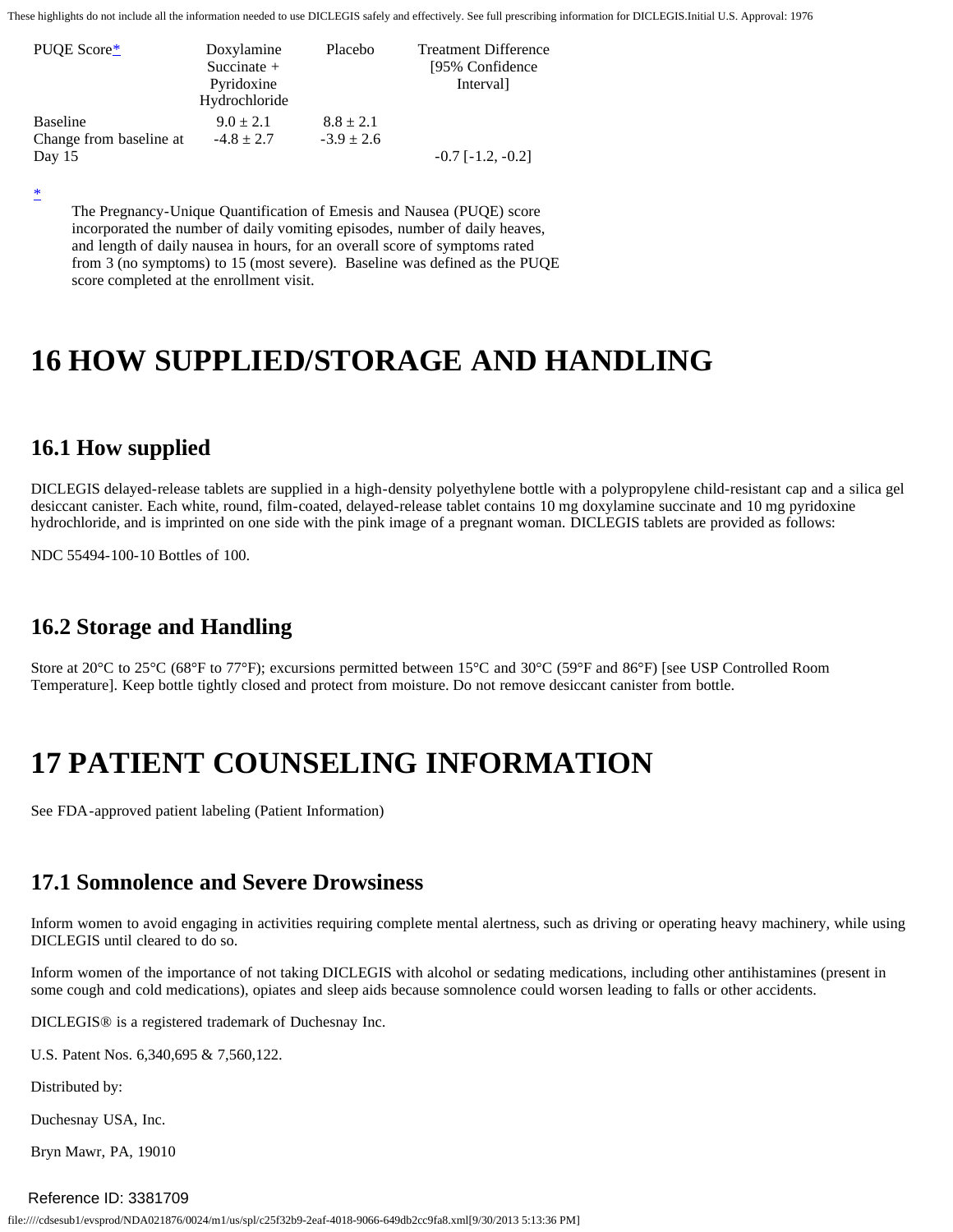| PUQE Score* | Doxylamine Succinate + Pyridoxine Hydrochloride | Placebo | Treatment Difference [95% Confidence Interval] |
|---|---|---|---|
| Baseline | 9.0 ± 2.1 | 8.8 ± 2.1 | |
| Change from baseline at Day 15 | -4.8 ± 2.7 | -3.9 ± 2.6 | -0.7 [-1.2, -0.2] |

\* The Pregnancy-Unique Quantification of Emesis and Nausea (PUQE) score incorporated the number of daily vomiting episodes, number of daily heaves, and length of daily nausea in hours, for an overall score of symptoms rated from 3 (no symptoms) to 15 (most severe). Baseline was defined as the PUQE score completed at the enrollment visit.

# 16 HOW SUPPLIED/STORAGE AND HANDLING

## 16.1 How supplied

DICLEGIS delayed-release tablets are supplied in a high-density polyethylene bottle with a polypropylene child-resistant cap and a silica gel desiccant canister. Each white, round, film-coated, delayed-release tablet contains 10 mg doxylamine succinate and 10 mg pyridoxine hydrochloride, and is imprinted on one side with the pink image of a pregnant woman. DICLEGIS tablets are provided as follows:

NDC 55494-100-10 Bottles of 100.

## 16.2 Storage and Handling

Store at 20°C to 25°C (68°F to 77°F); excursions permitted between 15°C and 30°C (59°F and 86°F) [see USP Controlled Room Temperature]. Keep bottle tightly closed and protect from moisture. Do not remove desiccant canister from bottle.

# 17 PATIENT COUNSELING INFORMATION

See FDA-approved patient labeling (Patient Information)

## 17.1 Somnolence and Severe Drowsiness

Inform women to avoid engaging in activities requiring complete mental alertness, such as driving or operating heavy machinery, while using DICLEGIS until cleared to do so.

Inform women of the importance of not taking DICLEGIS with alcohol or sedating medications, including other antihistamines (present in some cough and cold medications), opiates and sleep aids because somnolence could worsen leading to falls or other accidents.

DICLEGIS® is a registered trademark of Duchesnay Inc.

U.S. Patent Nos. 6,340,695 & 7,560,122.

Distributed by:

Duchesnay USA, Inc.

Bryn Mawr, PA, 19010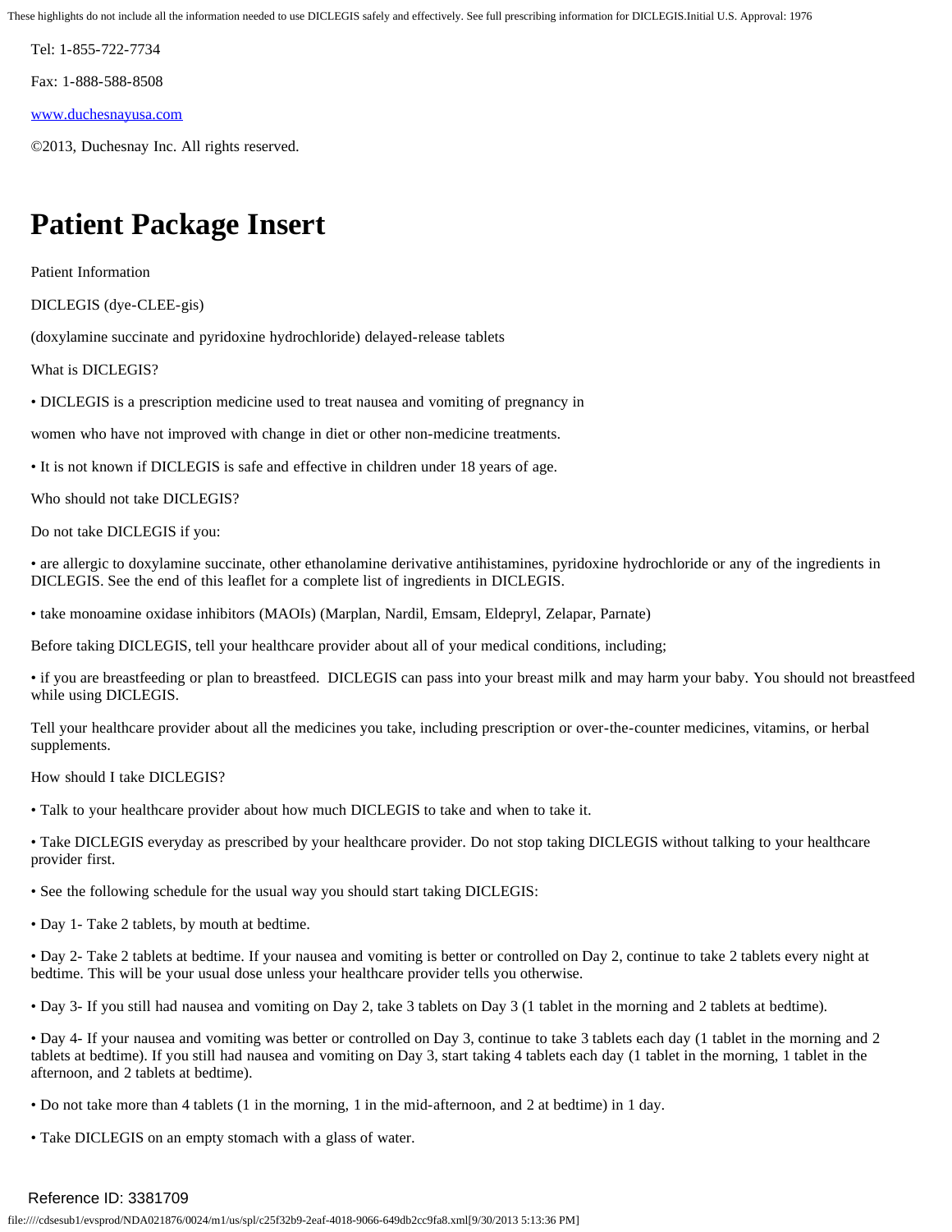Tel: 1-855-722-7734

Fax: 1-888-588-8508

www.duchesnayusa.com

©2013, Duchesnay Inc. All rights reserved.

# Patient Package Insert

Patient Information

DICLEGIS (dye-CLEE-gis)

(doxylamine succinate and pyridoxine hydrochloride) delayed-release tablets

What is DICLEGIS?

- DICLEGIS is a prescription medicine used to treat nausea and vomiting of pregnancy in

women who have not improved with change in diet or other non-medicine treatments.

- It is not known if DICLEGIS is safe and effective in children under 18 years of age.

Who should not take DICLEGIS?

Do not take DICLEGIS if you:

- are allergic to doxylamine succinate, other ethanolamine derivative antihistamines, pyridoxine hydrochloride or any of the ingredients in DICLEGIS. See the end of this leaflet for a complete list of ingredients in DICLEGIS.

- take monoamine oxidase inhibitors (MAOIs) (Marplan, Nardil, Emsam, Eldepryl, Zelapar, Parnate)

Before taking DICLEGIS, tell your healthcare provider about all of your medical conditions, including;

- if you are breastfeeding or plan to breastfeed. DICLEGIS can pass into your breast milk and may harm your baby. You should not breastfeed while using DICLEGIS.

Tell your healthcare provider about all the medicines you take, including prescription or over-the-counter medicines, vitamins, or herbal supplements.

How should I take DICLEGIS?

- Talk to your healthcare provider about how much DICLEGIS to take and when to take it.

- Take DICLEGIS everyday as prescribed by your healthcare provider. Do not stop taking DICLEGIS without talking to your healthcare provider first.

- See the following schedule for the usual way you should start taking DICLEGIS:

- Day 1- Take 2 tablets, by mouth at bedtime.

- Day 2- Take 2 tablets at bedtime. If your nausea and vomiting is better or controlled on Day 2, continue to take 2 tablets every night at bedtime. This will be your usual dose unless your healthcare provider tells you otherwise.

- Day 3- If you still had nausea and vomiting on Day 2, take 3 tablets on Day 3 (1 tablet in the morning and 2 tablets at bedtime).

- Day 4- If your nausea and vomiting was better or controlled on Day 3, continue to take 3 tablets each day (1 tablet in the morning and 2 tablets at bedtime). If you still had nausea and vomiting on Day 3, start taking 4 tablets each day (1 tablet in the morning, 1 tablet in the afternoon, and 2 tablets at bedtime).

- Do not take more than 4 tablets (1 in the morning, 1 in the mid-afternoon, and 2 at bedtime) in 1 day.

- Take DICLEGIS on an empty stomach with a glass of water.

Reference ID: 3381709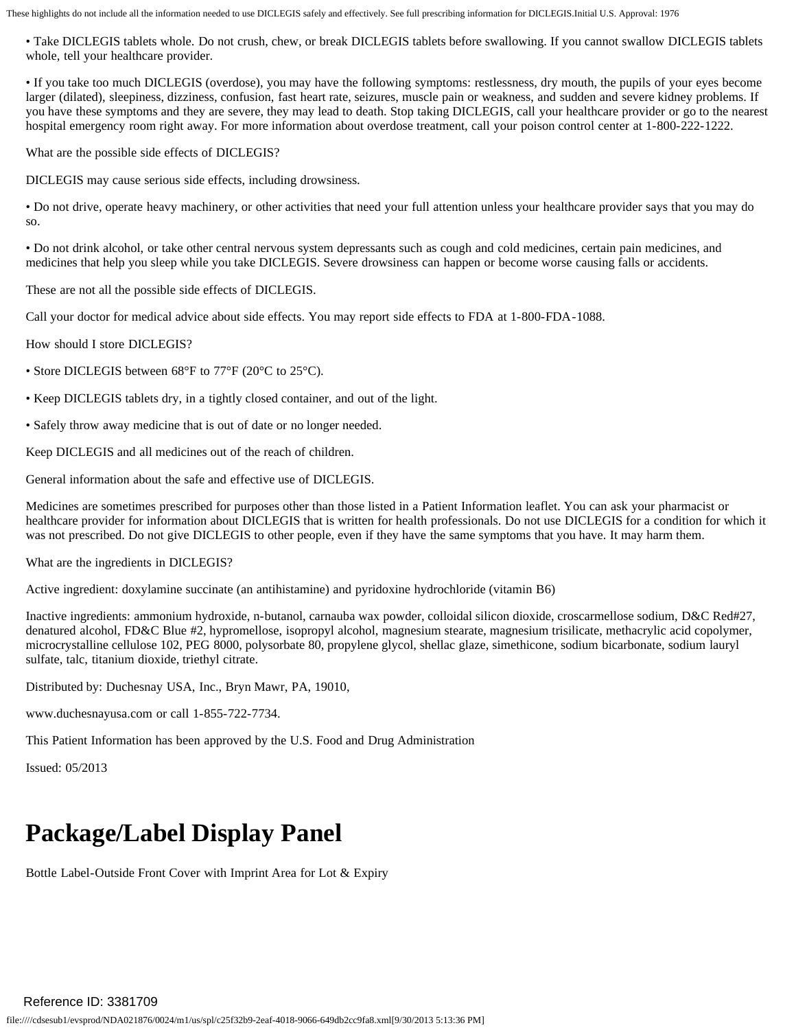• Take DICLEGIS tablets whole. Do not crush, chew, or break DICLEGIS tablets before swallowing. If you cannot swallow DICLEGIS tablets whole, tell your healthcare provider.

• If you take too much DICLEGIS (overdose), you may have the following symptoms: restlessness, dry mouth, the pupils of your eyes become larger (dilated), sleepiness, dizziness, confusion, fast heart rate, seizures, muscle pain or weakness, and sudden and severe kidney problems. If you have these symptoms and they are severe, they may lead to death. Stop taking DICLEGIS, call your healthcare provider or go to the nearest hospital emergency room right away. For more information about overdose treatment, call your poison control center at 1-800-222-1222.

What are the possible side effects of DICLEGIS?

DICLEGIS may cause serious side effects, including drowsiness.

• Do not drive, operate heavy machinery, or other activities that need your full attention unless your healthcare provider says that you may do so.

• Do not drink alcohol, or take other central nervous system depressants such as cough and cold medicines, certain pain medicines, and medicines that help you sleep while you take DICLEGIS. Severe drowsiness can happen or become worse causing falls or accidents.

These are not all the possible side effects of DICLEGIS.

Call your doctor for medical advice about side effects. You may report side effects to FDA at 1-800-FDA-1088.

How should I store DICLEGIS?

• Store DICLEGIS between 68°F to 77°F (20°C to 25°C).

• Keep DICLEGIS tablets dry, in a tightly closed container, and out of the light.

• Safely throw away medicine that is out of date or no longer needed.

Keep DICLEGIS and all medicines out of the reach of children.

General information about the safe and effective use of DICLEGIS.

Medicines are sometimes prescribed for purposes other than those listed in a Patient Information leaflet. You can ask your pharmacist or healthcare provider for information about DICLEGIS that is written for health professionals. Do not use DICLEGIS for a condition for which it was not prescribed. Do not give DICLEGIS to other people, even if they have the same symptoms that you have. It may harm them.

What are the ingredients in DICLEGIS?

Active ingredient: doxylamine succinate (an antihistamine) and pyridoxine hydrochloride (vitamin B6)

Inactive ingredients: ammonium hydroxide, n-butanol, carnauba wax powder, colloidal silicon dioxide, croscarmellose sodium, D&C Red#27, denatured alcohol, FD&C Blue #2, hypromellose, isopropyl alcohol, magnesium stearate, magnesium trisilicate, methacrylic acid copolymer, microcrystalline cellulose 102, PEG 8000, polysorbate 80, propylene glycol, shellac glaze, simethicone, sodium bicarbonate, sodium lauryl sulfate, talc, titanium dioxide, triethyl citrate.

Distributed by: Duchesnay USA, Inc., Bryn Mawr, PA, 19010,

www.duchesnayusa.com or call 1-855-722-7734.

This Patient Information has been approved by the U.S. Food and Drug Administration

Issued: 05/2013

# Package/Label Display Panel

Bottle Label-Outside Front Cover with Imprint Area for Lot & Expiry